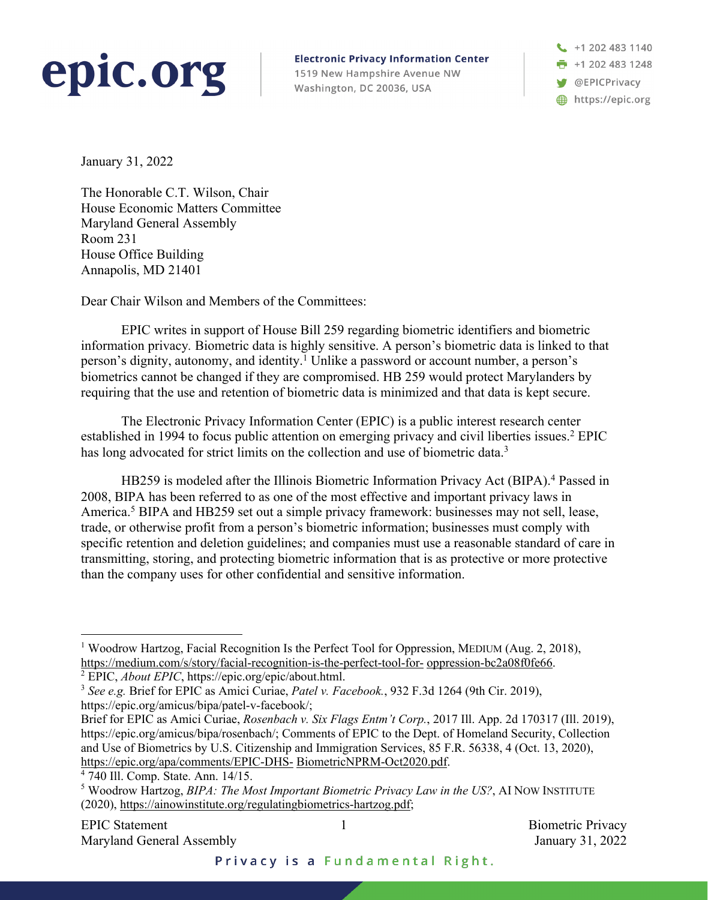**epic.org**

**Electronic Privacy Information Center**
1519 New Hampshire Avenue NW
Washington, DC 20036, USA

+1 202 483 1140
+1 202 483 1248
@EPICPrivacy
https://epic.org

January 31, 2022

The Honorable C.T. Wilson, Chair
House Economic Matters Committee
Maryland General Assembly
Room 231
House Office Building
Annapolis, MD 21401

Dear Chair Wilson and Members of the Committees:

EPIC writes in support of House Bill 259 regarding biometric identifiers and biometric information privacy. Biometric data is highly sensitive. A person's biometric data is linked to that person's dignity, autonomy, and identity.[1] Unlike a password or account number, a person's biometrics cannot be changed if they are compromised. HB 259 would protect Marylanders by requiring that the use and retention of biometric data is minimized and that data is kept secure.

The Electronic Privacy Information Center (EPIC) is a public interest research center established in 1994 to focus public attention on emerging privacy and civil liberties issues.[2] EPIC has long advocated for strict limits on the collection and use of biometric data.[3]

HB259 is modeled after the Illinois Biometric Information Privacy Act (BIPA).[4] Passed in 2008, BIPA has been referred to as one of the most effective and important privacy laws in America.[5] BIPA and HB259 set out a simple privacy framework: businesses may not sell, lease, trade, or otherwise profit from a person's biometric information; businesses must comply with specific retention and deletion guidelines; and companies must use a reasonable standard of care in transmitting, storing, and protecting biometric information that is as protective or more protective than the company uses for other confidential and sensitive information.

---

[1] Woodrow Hartzog, Facial Recognition Is the Perfect Tool for Oppression, MEDIUM (Aug. 2, 2018), https://medium.com/s/story/facial-recognition-is-the-perfect-tool-for- oppression-bc2a08f0fe66.

[2] EPIC, *About EPIC*, https://epic.org/epic/about.html.

[3] *See e.g.* Brief for EPIC as Amici Curiae, *Patel v. Facebook.*, 932 F.3d 1264 (9th Cir. 2019), https://epic.org/amicus/bipa/patel-v-facebook/;
Brief for EPIC as Amici Curiae, *Rosenbach v. Six Flags Entm't Corp.*, 2017 Ill. App. 2d 170317 (Ill. 2019), https://epic.org/amicus/bipa/rosenbach/; Comments of EPIC to the Dept. of Homeland Security, Collection and Use of Biometrics by U.S. Citizenship and Immigration Services, 85 F.R. 56338, 4 (Oct. 13, 2020), https://epic.org/apa/comments/EPIC-DHS- BiometricNPRM-Oct2020.pdf.

[4] 740 Ill. Comp. State. Ann. 14/15.

[5] Woodrow Hartzog, *BIPA: The Most Important Biometric Privacy Law in the US?*, AI NOW INSTITUTE (2020), https://ainowinstitute.org/regulatingbiometrics-hartzog.pdf;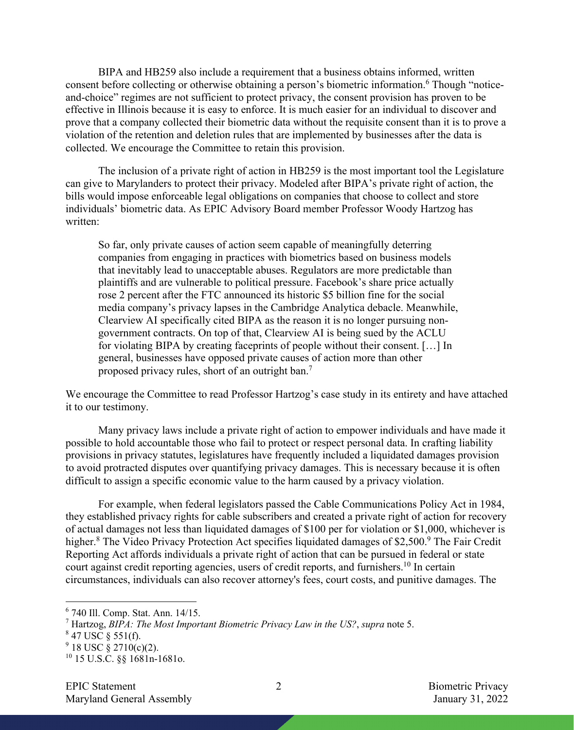BIPA and HB259 also include a requirement that a business obtains informed, written consent before collecting or otherwise obtaining a person's biometric information.[6] Though "notice-and-choice" regimes are not sufficient to protect privacy, the consent provision has proven to be effective in Illinois because it is easy to enforce. It is much easier for an individual to discover and prove that a company collected their biometric data without the requisite consent than it is to prove a violation of the retention and deletion rules that are implemented by businesses after the data is collected. We encourage the Committee to retain this provision.

The inclusion of a private right of action in HB259 is the most important tool the Legislature can give to Marylanders to protect their privacy. Modeled after BIPA's private right of action, the bills would impose enforceable legal obligations on companies that choose to collect and store individuals' biometric data. As EPIC Advisory Board member Professor Woody Hartzog has written:

> So far, only private causes of action seem capable of meaningfully deterring companies from engaging in practices with biometrics based on business models that inevitably lead to unacceptable abuses. Regulators are more predictable than plaintiffs and are vulnerable to political pressure. Facebook's share price actually rose 2 percent after the FTC announced its historic $5 billion fine for the social media company's privacy lapses in the Cambridge Analytica debacle. Meanwhile, Clearview AI specifically cited BIPA as the reason it is no longer pursuing non-government contracts. On top of that, Clearview AI is being sued by the ACLU for violating BIPA by creating faceprints of people without their consent. […] In general, businesses have opposed private causes of action more than other proposed privacy rules, short of an outright ban.[7]

We encourage the Committee to read Professor Hartzog's case study in its entirety and have attached it to our testimony.

Many privacy laws include a private right of action to empower individuals and have made it possible to hold accountable those who fail to protect or respect personal data. In crafting liability provisions in privacy statutes, legislatures have frequently included a liquidated damages provision to avoid protracted disputes over quantifying privacy damages. This is necessary because it is often difficult to assign a specific economic value to the harm caused by a privacy violation.

For example, when federal legislators passed the Cable Communications Policy Act in 1984, they established privacy rights for cable subscribers and created a private right of action for recovery of actual damages not less than liquidated damages of $100 per for violation or $1,000, whichever is higher.[8] The Video Privacy Protection Act specifies liquidated damages of $2,500.[9] The Fair Credit Reporting Act affords individuals a private right of action that can be pursued in federal or state court against credit reporting agencies, users of credit reports, and furnishers.[10] In certain circumstances, individuals can also recover attorney's fees, court costs, and punitive damages. The

---

[6] 740 Ill. Comp. Stat. Ann. 14/15.

[7] Hartzog, *BIPA: The Most Important Biometric Privacy Law in the US?*, *supra* note 5.

[8] 47 USC § 551(f).

[9] 18 USC § 2710(c)(2).

[10] 15 U.S.C. §§ 1681n-1681o.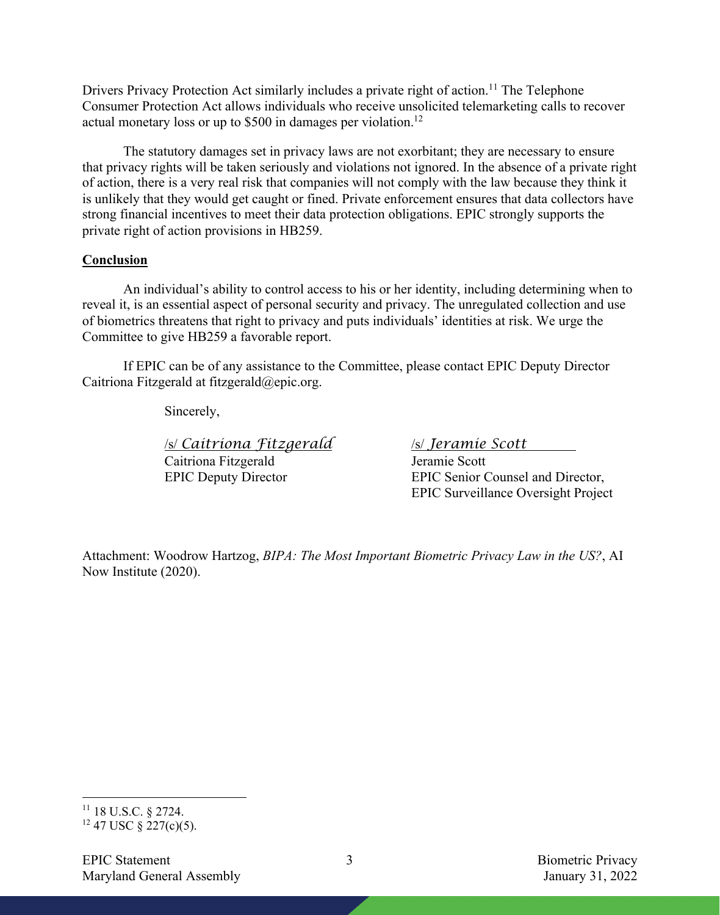Drivers Privacy Protection Act similarly includes a private right of action.[11] The Telephone Consumer Protection Act allows individuals who receive unsolicited telemarketing calls to recover actual monetary loss or up to $500 in damages per violation.[12]

The statutory damages set in privacy laws are not exorbitant; they are necessary to ensure that privacy rights will be taken seriously and violations not ignored. In the absence of a private right of action, there is a very real risk that companies will not comply with the law because they think it is unlikely that they would get caught or fined. Private enforcement ensures that data collectors have strong financial incentives to meet their data protection obligations. EPIC strongly supports the private right of action provisions in HB259.

## Conclusion

An individual's ability to control access to his or her identity, including determining when to reveal it, is an essential aspect of personal security and privacy. The unregulated collection and use of biometrics threatens that right to privacy and puts individuals' identities at risk. We urge the Committee to give HB259 a favorable report.

If EPIC can be of any assistance to the Committee, please contact EPIC Deputy Director Caitriona Fitzgerald at fitzgerald@epic.org.

Sincerely,

/s/ *Caitriona Fitzgerald*
Caitriona Fitzgerald
EPIC Deputy Director

/s/ *Jeramie Scott*
Jeramie Scott
EPIC Senior Counsel and Director,
EPIC Surveillance Oversight Project

Attachment: Woodrow Hartzog, *BIPA: The Most Important Biometric Privacy Law in the US?*, AI Now Institute (2020).

---

[11] 18 U.S.C. § 2724.

[12] 47 USC § 227(c)(5).